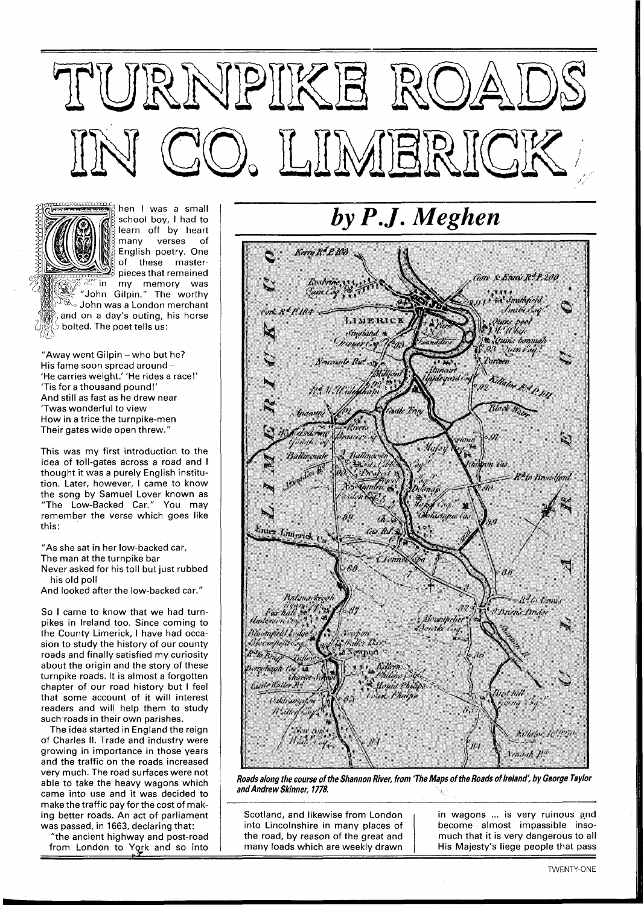# TURNPIKE ROADS IN CO. LIMERICK

## *by P.J. Meghen*

When I was a small school boy, I had to learn off by heart many verses of English poetry. One of these masterpieces that remained in my memory was "John Gilpin." The worthy John was a London merchant and on a day's outing, his horse bolted. The poet tells us:

"Away went Gilpin – who but he?
His fame soon spread around –
'He carries weight.' 'He rides a race!'
'Tis for a thousand pound!'
And still as fast as he drew near
'Twas wonderful to view
How in a trice the turnpike-men
Their gates wide open threw."

This was my first introduction to the idea of toll-gates across a road and I thought it was a purely English institution. Later, however, I came to know the song by Samuel Lover known as "The Low-Backed Car." You may remember the verse which goes like this:

"As she sat in her low-backed car,
The man at the turnpike bar
Never asked for his toll but just rubbed his old poll
And looked after the low-backed car."

So I came to know that we had turnpikes in Ireland too. Since coming to the County Limerick, I have had occasion to study the history of our county roads and finally satisfied my curiosity about the origin and the story of these turnpike roads. It is almost a forgotten chapter of our road history but I feel that some account of it will interest readers and will help them to study such roads in their own parishes.

The idea started in England the reign of Charles II. Trade and industry were growing in importance in those years and the traffic on the roads increased very much. The road surfaces were not able to take the heavy wagons which came into use and it was decided to make the traffic pay for the cost of making better roads. An act of parliament was passed, in 1663, declaring that:

"the ancient highway and post-road from London to York and so into Scotland, and likewise from London into Lincolnshire in many places of the road, by reason of the great and many loads which are weekly drawn in wagons ... is very ruinous and become almost impassible insomuch that it is very dangerous to all His Majesty's liege people that pass

***Roads along the course of the Shannon River, from 'The Maps of the Roads of Ireland', by George Taylor and Andrew Skinner, 1778.***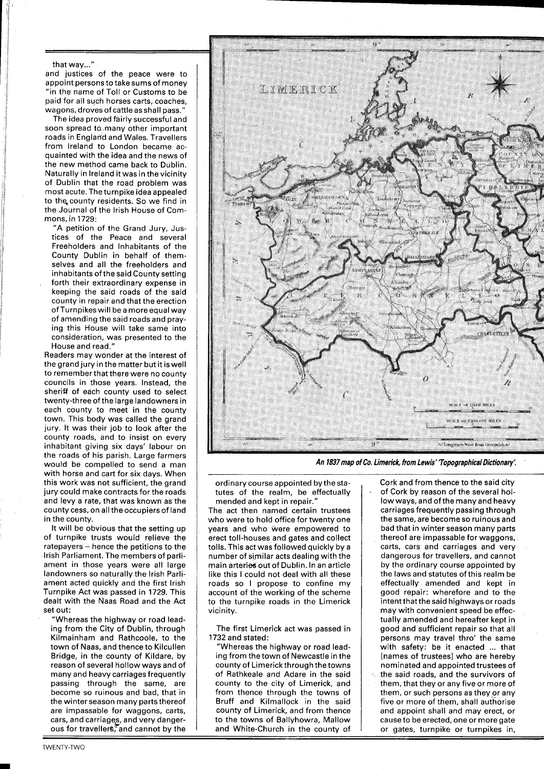that way..."
and justices of the peace were to appoint persons to take sums of money "in the name of Toll or Customs to be paid for all such horses carts, coaches, wagons, droves of cattle as shall pass."

The idea proved fairly successful and soon spread to many other important roads in England and Wales. Travellers from Ireland to London became acquainted with the idea and the news of the new method came back to Dublin. Naturally in Ireland it was in the vicinity of Dublin that the road problem was most acute. The turnpike idea appealed to the county residents. So we find in the Journal of the Irish House of Commons, in 1729:

"A petition of the Grand Jury, Justices of the Peace and several Freeholders and Inhabitants of the County Dublin in behalf of themselves and all the freeholders and inhabitants of the said County setting forth their extraordinary expense in keeping the said roads of the said county in repair and that the erection of Turnpikes will be a more equal way of amending the said roads and praying this House will take same into consideration, was presented to the House and read."

Readers may wonder at the interest of the grand jury in the matter but it is well to remember that there were no county councils in those years. Instead, the sheriff of each county used to select twenty-three of the large landowners in each county to meet in the county town. This body was called the grand jury. It was their job to look after the county roads, and to insist on every inhabitant giving six days' labour on the roads of his parish. Large farmers would be compelled to send a man with horse and cart for six days. When this work was not sufficient, the grand jury could make contracts for the roads and levy a rate, that was known as the county cess, on all the occupiers of land in the county.

It will be obvious that the setting up of turnpike trusts would relieve the ratepayers – hence the petitions to the Irish Parliament. The members of parliament in those years were all large landowners so naturally the Irish Parliament acted quickly and the first Irish Turnpike Act was passed in 1729. This dealt with the Naas Road and the Act set out:

"Whereas the highway or road leading from the City of Dublin, through Kilmainham and Rathcoole, to the town of Naas, and thence to Kilcullen Bridge, in the county of Kildare, by reason of several hollow ways and of many and heavy carriages frequently passing through the same, are become so ruinous and bad, that in the winter season many parts thereof are impassable for waggons, carts, cars, and carriages, and very dangerous for travellers, and cannot by the ordinary course appointed by the statutes of the realm, be effectually mended and kept in repair."

The act then named certain trustees who were to hold office for twenty one years and who were empowered to erect toll-houses and gates and collect tolls. This act was followed quickly by a number of similar acts dealing with the main arteries out of Dublin. In an article like this I could not deal with all these roads so I propose to confine my account of the working of the scheme to the turnpike roads in the Limerick vicinity.

The first Limerick act was passed in 1732 and stated:

"Whereas the highway or road leading from the town of Newcastle in the county of Limerick through the towns of Rathkeale and Adare in the said county to the city of Limerick, and from thence through the towns of Bruff and Kilmallock in the said county of Limerick, and from thence to the towns of Ballyhowra, Mallow and White-Church in the county of Cork and from thence to the said city of Cork by reason of the several hollow ways, and of the many and heavy carriages frequently passing through the same, are become so ruinous and bad that in winter season many parts thereof are impassable for waggons, carts, cars and carriages and very dangerous for travellers, and cannot by the ordinary course appointed by the laws and statutes of this realm be effectually amended and kept in good repair: wherefore and to the intent that the said highways or roads may with convenient speed be effectually amended and hereafter kept in good and sufficient repair so that all persons may travel thro' the same with safety: be it enacted ... that [names of trustees] who are hereby nominated and appointed trustees of the said roads, and the survivors of them, that they or any five or more of them, or such persons as they or any five or more of them, shall authorise and appoint shall and may erect, or cause to be erected, one or more gate or gates, turnpike or turnpikes in,

*An 1837 map of Co. Limerick, from Lewis' 'Topographical Dictionary'.*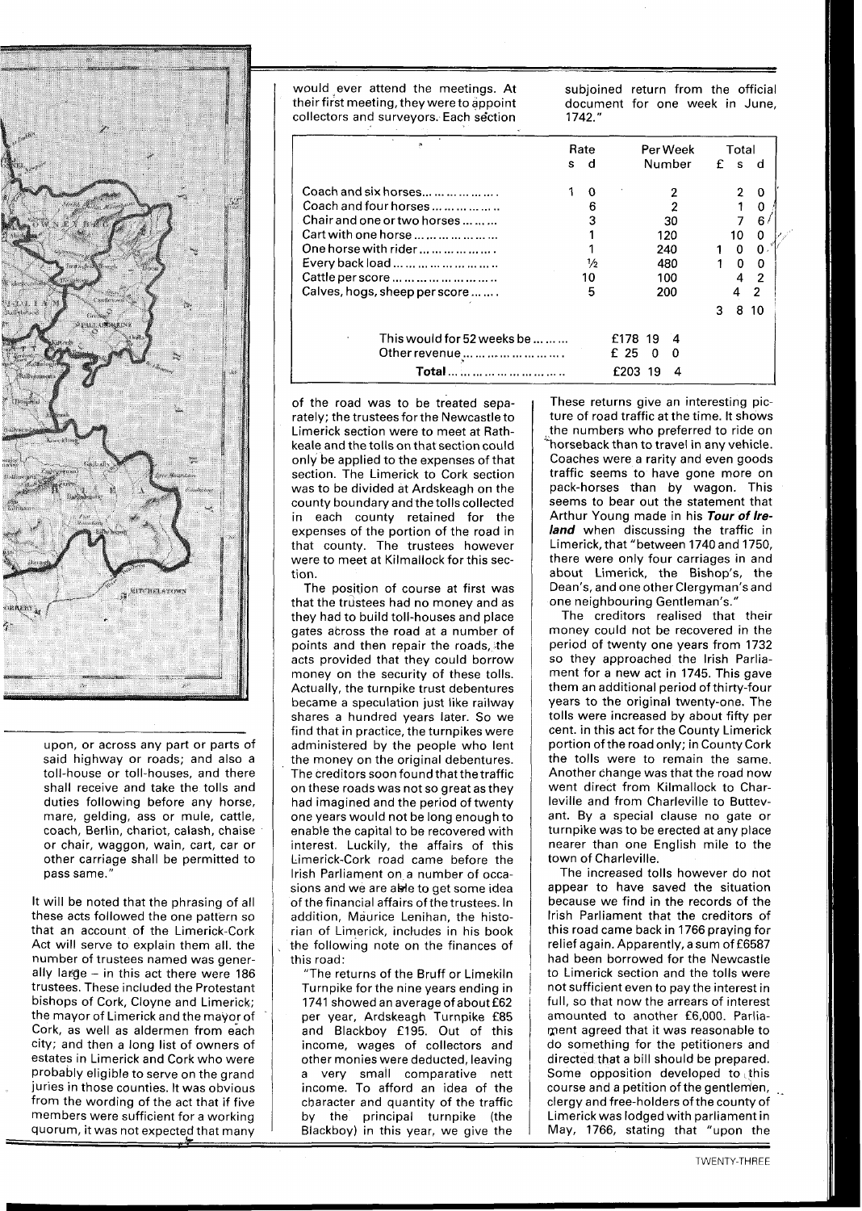upon, or across any part or parts of said highway or roads; and also a toll-house or toll-houses, and there shall receive and take the tolls and duties following before any horse, mare, gelding, ass or mule, cattle, coach, Berlin, chariot, calash, chaise or chair, waggon, wain, cart, car or other carriage shall be permitted to pass same."

It will be noted that the phrasing of all these acts followed the one pattern so that an account of the Limerick-Cork Act will serve to explain them all. the number of trustees named was generally large – in this act there were 186 trustees. These included the Protestant bishops of Cork, Cloyne and Limerick; the mayor of Limerick and the mayor of Cork, as well as aldermen from each city; and then a long list of owners of estates in Limerick and Cork who were probably eligible to serve on the grand juries in those counties. It was obvious from the wording of the act that if five members were sufficient for a working quorum, it was not expected that many would ever attend the meetings. At their first meeting, they were to appoint collectors and surveyors. Each section of the road was to be treated separately; the trustees for the Newcastle to Limerick section were to meet at Rathkeale and the tolls on that section could only be applied to the expenses of that section. The Limerick to Cork section was to be divided at Ardskeagh on the county boundary and the tolls collected in each county retained for the expenses of the portion of the road in that county. The trustees however were to meet at Kilmallock for this section.

The position of course at first was that the trustees had no money and as they had to build toll-houses and place gates across the road at a number of points and then repair the roads, the acts provided that they could borrow money on the security of these tolls. Actually, the turnpike trust debentures became a speculation just like railway shares a hundred years later. So we find that in practice, the turnpikes were administered by the people who lent the money on the original debentures. The creditors soon found that the traffic on these roads was not so great as they had imagined and the period of twenty one years would not be long enough to enable the capital to be recovered with interest. Luckily, the affairs of this Limerick-Cork road came before the Irish Parliament on a number of occasions and we are able to get some idea of the financial affairs of the trustees. In addition, Maurice Lenihan, the historian of Limerick, includes in his book the following note on the finances of this road:

"The returns of the Bruff or Limekiln Turnpike for the nine years ending in 1741 showed an average of about £62 per year, Ardskeagh Turnpike £85 and Blackboy £195. Out of this income, wages of collectors and other monies were deducted, leaving a very small comparative nett income. To afford an idea of the character and quantity of the traffic by the principal turnpike (the Blackboy) in this year, we give the subjoined return from the official document for one week in June, 1742."

| | Rate s d | Per Week Number | Total £ s d |
|---|---|---|---|
| Coach and six horses | 1 0 | 2 | 2 0 |
| Coach and four horses | 6 | 2 | 1 0 |
| Chair and one or two horses | 3 | 30 | 7 6 |
| Cart with one horse | 1 | 120 | 10 0 |
| One horse with rider | 1 | 240 | 1 0 0 |
| Every back load | ½ | 480 | 1 0 0 |
| Cattle per score | 10 | 100 | 4 2 |
| Calves, hogs, sheep per score | 5 | 200 | 4 2 |
| | | | 3 8 10 |
| This would for 52 weeks be | | £178 19 4 | |
| Other revenue | | £ 25 0 0 | |
| **Total** | | £203 19 4 | |

These returns give an interesting picture of road traffic at the time. It shows the numbers who preferred to ride on horseback than to travel in any vehicle. Coaches were a rarity and even goods traffic seems to have gone more on pack-horses than by wagon. This seems to bear out the statement that Arthur Young made in his ***Tour of Ireland*** when discussing the traffic in Limerick, that "between 1740 and 1750, there were only four carriages in and about Limerick, the Bishop's, the Dean's, and one other Clergyman's and one neighbouring Gentleman's."

The creditors realised that their money could not be recovered in the period of twenty one years from 1732 so they approached the Irish Parliament for a new act in 1745. This gave them an additional period of thirty-four years to the original twenty-one. The tolls were increased by about fifty per cent. in this act for the County Limerick portion of the road only; in County Cork the tolls were to remain the same. Another change was that the road now went direct from Kilmallock to Charleville and from Charleville to Buttevant. By a special clause no gate or turnpike was to be erected at any place nearer than one English mile to the town of Charleville.

The increased tolls however do not appear to have saved the situation because we find in the records of the Irish Parliament that the creditors of this road came back in 1766 praying for relief again. Apparently, a sum of £6587 had been borrowed for the Newcastle to Limerick section and the tolls were not sufficient even to pay the interest in full, so that now the arrears of interest amounted to another £6,000. Parliament agreed that it was reasonable to do something for the petitioners and directed that a bill should be prepared. Some opposition developed to this course and a petition of the gentlemen, clergy and free-holders of the county of Limerick was lodged with parliament in May, 1766, stating that "upon the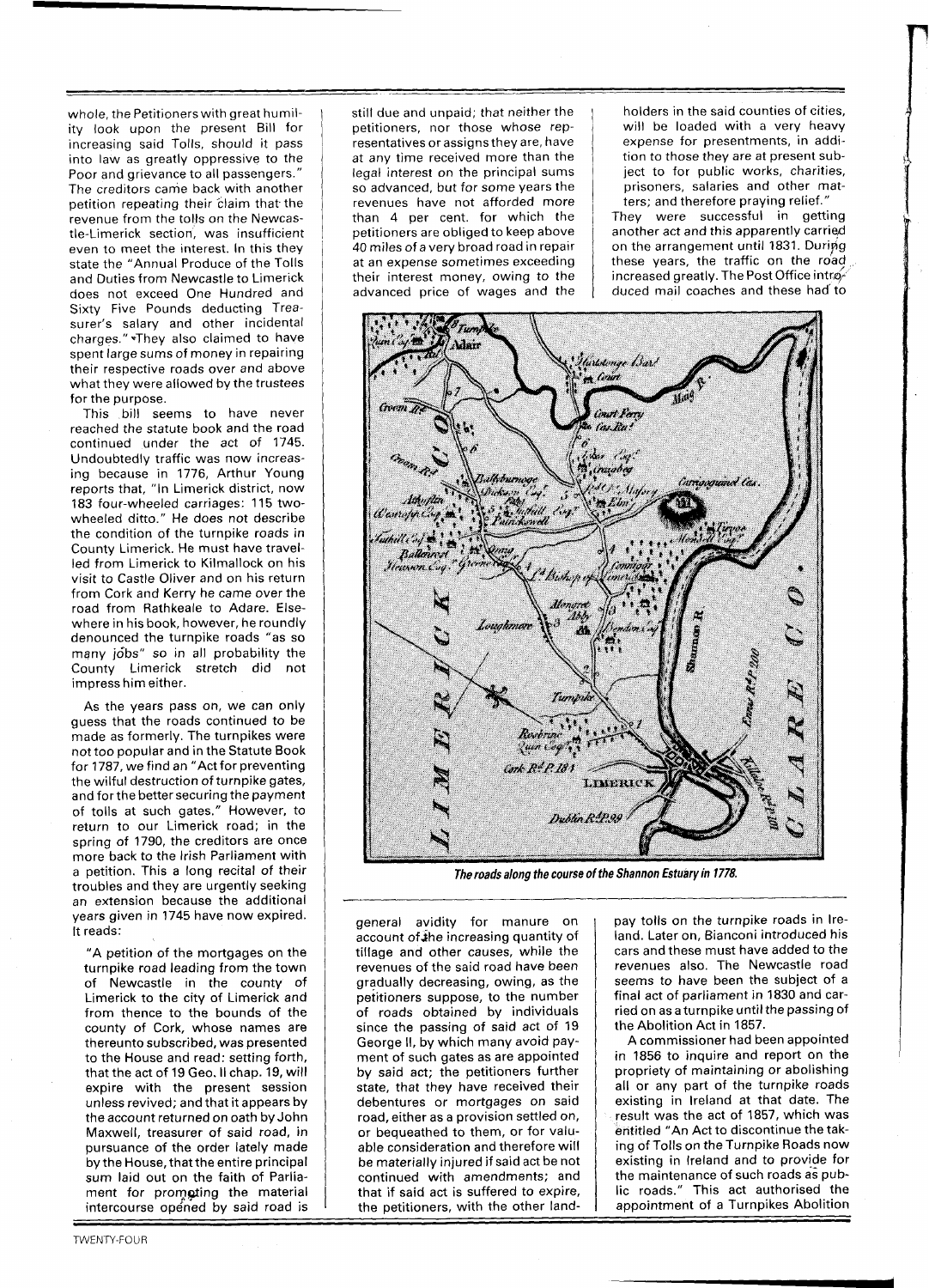whole, the Petitioners with great humility look upon the present Bill for increasing said Tolls, should it pass into law as greatly oppressive to the Poor and grievance to all passengers." The creditors came back with another petition repeating their claim that the revenue from the tolls on the Newcastle-Limerick section, was insufficient even to meet the interest. In this they state the "Annual Produce of the Tolls and Duties from Newcastle to Limerick does not exceed One Hundred and Sixty Five Pounds deducting Treasurer's salary and other incidental charges." They also claimed to have spent large sums of money in repairing their respective roads over and above what they were allowed by the trustees for the purpose.

This bill seems to have never reached the statute book and the road continued under the act of 1745. Undoubtedly traffic was now increasing because in 1776, Arthur Young reports that, "In Limerick district, now 183 four-wheeled carriages: 115 two-wheeled ditto." He does not describe the condition of the turnpike roads in County Limerick. He must have travelled from Limerick to Kilmallock on his visit to Castle Oliver and on his return from Cork and Kerry he came over the road from Rathkeale to Adare. Elsewhere in his book, however, he roundly denounced the turnpike roads "as so many jobs" so in all probability the County Limerick stretch did not impress him either.

As the years pass on, we can only guess that the roads continued to be made as formerly. The turnpikes were not too popular and in the Statute Book for 1787, we find an "Act for preventing the wilful destruction of turnpike gates, and for the better securing the payment of tolls at such gates." However, to return to our Limerick road; in the spring of 1790, the creditors are once more back to the Irish Parliament with a petition. This a long recital of their troubles and they are urgently seeking an extension because the additional years given in 1745 have now expired. It reads:

> "A petition of the mortgages on the turnpike road leading from the town of Newcastle in the county of Limerick to the city of Limerick and from thence to the bounds of the county of Cork, whose names are thereunto subscribed, was presented to the House and read: setting forth, that the act of 19 Geo. II chap. 19, will expire with the present session unless revived; and that it appears by the account returned on oath by John Maxwell, treasurer of said road, in pursuance of the order lately made by the House, that the entire principal sum laid out on the faith of Parliament for promoting the material intercourse opened by said road is still due and unpaid; that neither the petitioners, nor those whose representatives or assigns they are, have at any time received more than the legal interest on the principal sums so advanced, but for some years the revenues have not afforded more than 4 per cent. for which the petitioners are obliged to keep above 40 miles of a very broad road in repair at an expense sometimes exceeding their interest money, owing to the advanced price of wages and the general avidity for manure on account of the increasing quantity of tillage and other causes, while the revenues of the said road have been gradually decreasing, owing, as the petitioners suppose, to the number of roads obtained by individuals since the passing of said act of 19 George II, by which many avoid payment of such gates as are appointed by said act; the petitioners further state, that they have received their debentures or mortgages on said road, either as a provision settled on, or bequeathed to them, or for valuable consideration and therefore will be materially injured if said act be not continued with amendments; and that if said act is suffered to expire, the petitioners, with the other land-holders in the said counties of cities, will be loaded with a very heavy expense for presentments, in addition to those they are at present subject to for public works, charities, prisoners, salaries and other matters; and therefore praying relief."

They were successful in getting another act and this apparently carried on the arrangement until 1831. During these years, the traffic on the road increased greatly. The Post Office introduced mail coaches and these had to pay tolls on the turnpike roads in Ireland. Later on, Bianconi introduced his cars and these must have added to the revenues also. The Newcastle road seems to have been the subject of a final act of parliament in 1830 and carried on as a turnpike until the passing of the Abolition Act in 1857.

*The roads along the course of the Shannon Estuary in 1778.*

A commissioner had been appointed in 1856 to inquire and report on the propriety of maintaining or abolishing all or any part of the turnpike roads existing in Ireland at that date. The result was the act of 1857, which was entitled "An Act to discontinue the taking of Tolls on the Turnpike Roads now existing in Ireland and to provide for the maintenance of such roads as public roads." This act authorised the appointment of a Turnpikes Abolition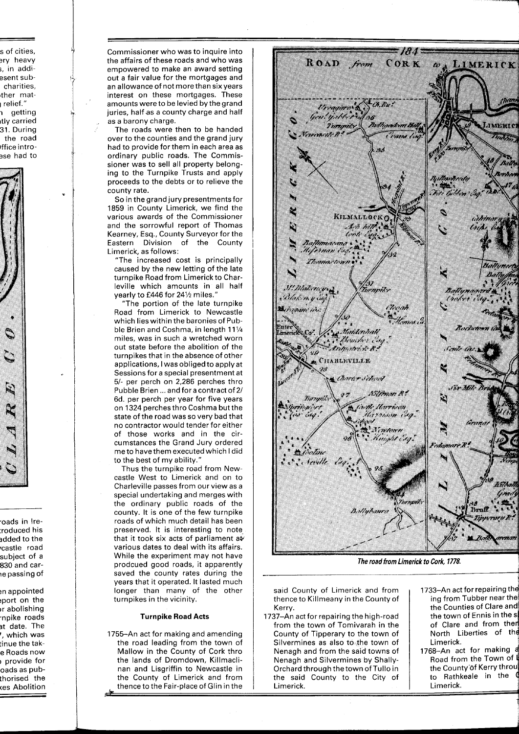Commissioner who was to inquire into the affairs of these roads and who was empowered to make an award setting out a fair value for the mortgages and an allowance of not more than six years interest on these mortgages. These amounts were to be levied by the grand juries, half as a county charge and half as a barony charge.

The roads were then to be handed over to the counties and the grand jury had to provide for them in each area as ordinary public roads. The Commissioner was to sell all property belonging to the Turnpike Trusts and apply proceeds to the debts or to relieve the county rate.

So in the grand jury presentments for 1859 in County Limerick, we find the various awards of the Commissioner and the sorrowful report of Thomas Kearney, Esq., County Surveyor for the Eastern Division of the County Limerick, as follows:

"The increased cost is principally caused by the new letting of the late turnpike Road from Limerick to Charleville which amounts in all half yearly to £446 for 24½ miles."

"The portion of the late turnpike Road from Limerick to Newcastle which lies within the baronies of Pubble Brien and Coshma, in length 11¼ miles, was in such a wretched worn out state before the abolition of the turnpikes that in the absence of other applications, I was obliged to apply at Sessions for a special presentment at 5/- per perch on 2,286 perches thro Pubble Brien ... and for a contract of 2/6d. per perch per year for five years on 1324 perches thro Coshma but the state of the road was so very bad that no contractor would tender for either of those works and in the circumstances the Grand Jury ordered me to have them executed which I did to the best of my ability."

Thus the turnpike road from Newcastle West to Limerick and on to Charleville passes from our view as a special undertaking and merges with the ordinary public roads of the county. It is one of the few turnpike roads of which much detail has been preserved. It is interesting to note that it took six acts of parliament at various dates to deal with its affairs. While the experiment may not have prodcued good roads, it apparently saved the county rates during the years that it operated. It lasted much longer than many of the other turnpikes in the vicinity.

### Turnpike Road Acts

1755–An act for making and amending the road leading from the town of Mallow in the County of Cork thro the lands of Dromdown, Killmaclinan and Lisgriffin to Newcastle in the County of Limerick and from thence to the Fair-place of Glin in the said County of Limerick and from thence to Killmeany in the County of Kerry.

1737–An act for repairing the high-road from the town of Tomivarah in the County of Tipperary to the town of Silvermines as also to the town of Nenagh and from the said towns of Nenagh and Silvermines by Shally-Orchard through the town of Tullo in the said County to the City of Limerick.

1733–An act for repairing the ing from Tubber near the the Counties of Clare and the town of Ennis in the s of Clare and from ther North Liberties of the Limerick.

1768–An act for making a Road from the Town of the County of Kerry throu to Rathkeale in the Limerick.

*The road from Limerick to Cork, 1778.*